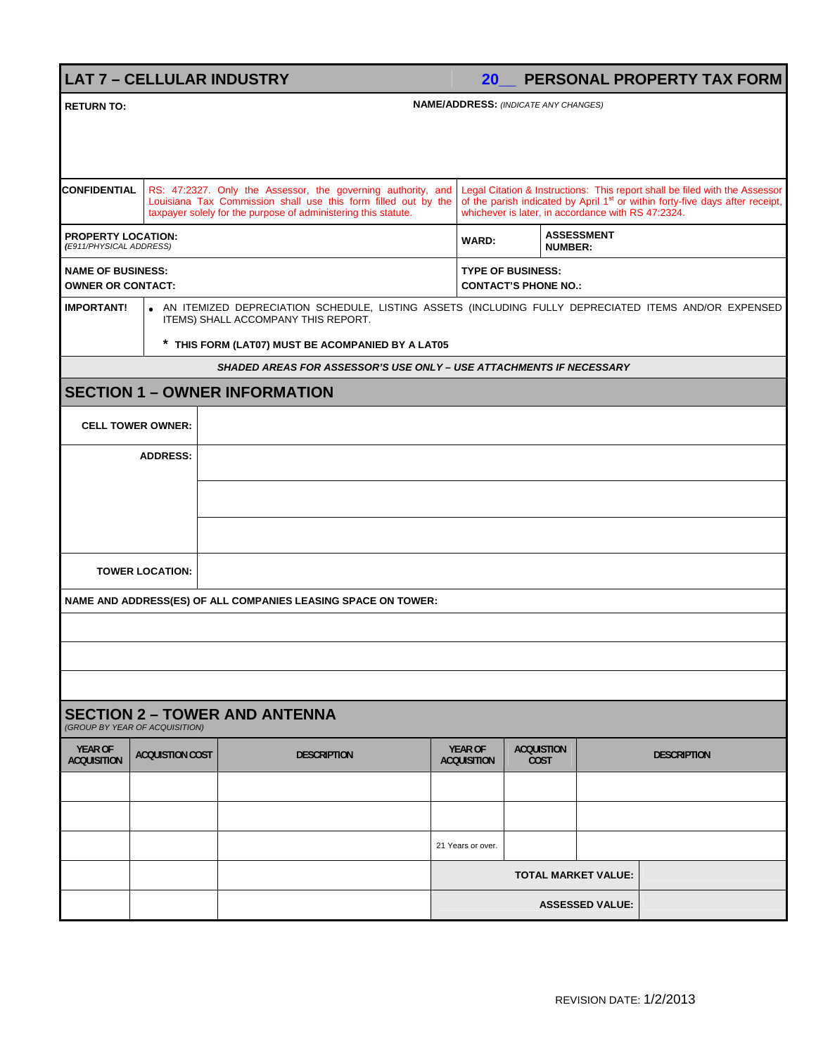# LAT 7 – CELLULAR INDUSTRY

**20__ PERSONAL PROPERTY TAX FORM**

**RETURN TO:**

**NAME/ADDRESS:** *(INDICATE ANY CHANGES)*

| | | |
|---|---|---|
| **CONFIDENTIAL** | RS: 47:2327. Only the Assessor, the governing authority, and Louisiana Tax Commission shall use this form filled out by the taxpayer solely for the purpose of administering this statute. | Legal Citation & Instructions: This report shall be filed with the Assessor of the parish indicated by April 1st or within forty-five days after receipt, whichever is later, in accordance with RS 47:2324. |

| | | |
|---|---|---|
| **PROPERTY LOCATION:** *(E911/PHYSICAL ADDRESS)* | **WARD:** | **ASSESSMENT NUMBER:** |
| **NAME OF BUSINESS:** <br> **OWNER OR CONTACT:** | **TYPE OF BUSINESS:** <br> **CONTACT'S PHONE NO.:** | |

**IMPORTANT!**

- AN ITEMIZED DEPRECIATION SCHEDULE, LISTING ASSETS (INCLUDING FULLY DEPRECIATED ITEMS AND/OR EXPENSED ITEMS) SHALL ACCOMPANY THIS REPORT.

\* **THIS FORM (LAT07) MUST BE ACOMPANIED BY A LAT05**

***SHADED AREAS FOR ASSESSOR'S USE ONLY – USE ATTACHMENTS IF NECESSARY***

## SECTION 1 – OWNER INFORMATION

| | |
|---|---|
| **CELL TOWER OWNER:** | |
| **ADDRESS:** | |
| | |
| | |
| **TOWER LOCATION:** | |

**NAME AND ADDRESS(ES) OF ALL COMPANIES LEASING SPACE ON TOWER:**

## SECTION 2 – TOWER AND ANTENNA

*(GROUP BY YEAR OF ACQUISITION)*

| YEAR OF ACQUISITION | ACQUISTION COST | DESCRIPTION | YEAR OF ACQUISITION | ACQUISTION COST | DESCRIPTION |
|---|---|---|---|---|---|
| | | | | | |
| | | | | | |
| | | | 21 Years or over. | | |
| | | | **TOTAL MARKET VALUE:** | | |
| | | | **ASSESSED VALUE:** | | |

REVISION DATE: 1/2/2013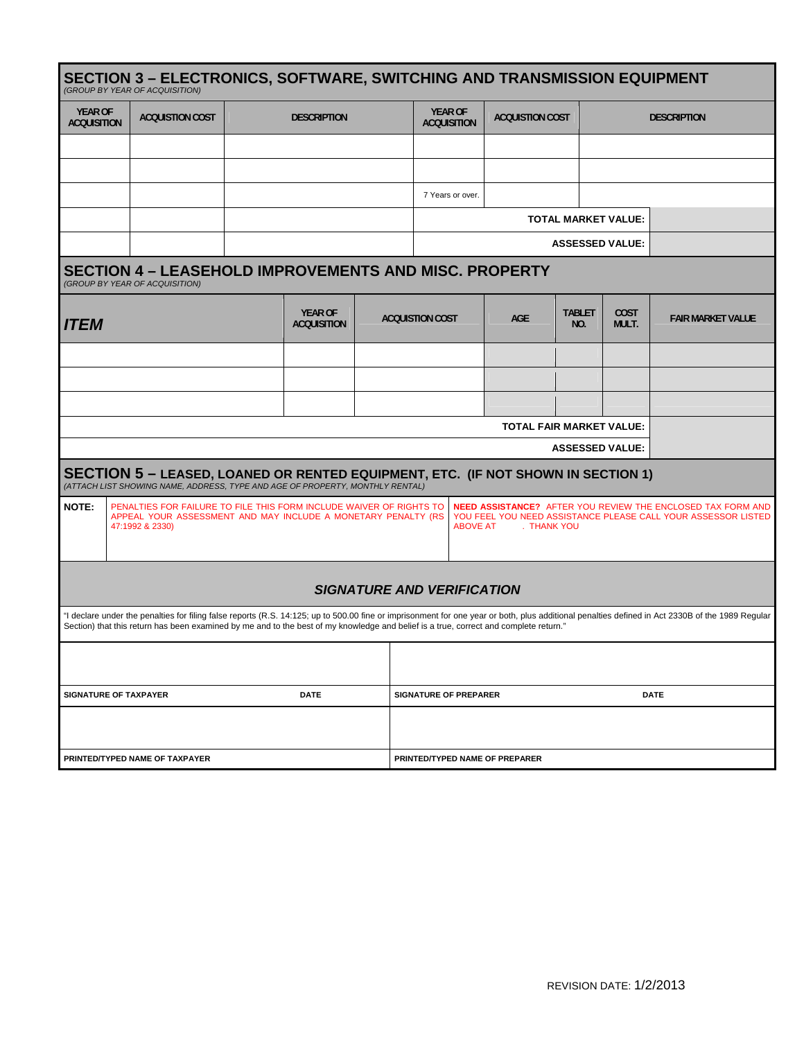## SECTION 3 – ELECTRONICS, SOFTWARE, SWITCHING AND TRANSMISSION EQUIPMENT

*(GROUP BY YEAR OF ACQUISITION)*

| YEAR OF ACQUISITION | ACQUISTION COST | DESCRIPTION | YEAR OF ACQUISITION | ACQUISTION COST | DESCRIPTION |
|---|---|---|---|---|---|
| | | | | | |
| | | | | | |
| | | | 7 Years or over. | | |
| | | | | **TOTAL MARKET VALUE:** | |
| | | | | **ASSESSED VALUE:** | |

## SECTION 4 – LEASEHOLD IMPROVEMENTS AND MISC. PROPERTY

*(GROUP BY YEAR OF ACQUISITION)*

| *ITEM* | YEAR OF ACQUISITION | ACQUISTION COST | AGE | TABLET NO. | COST MULT. | FAIR MARKET VALUE |
|---|---|---|---|---|---|---|
| | | | | | | |
| | | | | | | |
| | | | | | | |
| | | | | | **TOTAL FAIR MARKET VALUE:** | |
| | | | | | **ASSESSED VALUE:** | |

## SECTION 5 – LEASED, LOANED OR RENTED EQUIPMENT, ETC. (IF NOT SHOWN IN SECTION 1)

*(ATTACH LIST SHOWING NAME, ADDRESS, TYPE AND AGE OF PROPERTY, MONTHLY RENTAL)*

**NOTE:** PENALTIES FOR FAILURE TO FILE THIS FORM INCLUDE WAIVER OF RIGHTS TO APPEAL YOUR ASSESSMENT AND MAY INCLUDE A MONETARY PENALTY (RS 47:1992 & 2330)

**NEED ASSISTANCE?** AFTER YOU REVIEW THE ENCLOSED TAX FORM AND YOU FEEL YOU NEED ASSISTANCE PLEASE CALL YOUR ASSESSOR LISTED ABOVE AT . THANK YOU

## *SIGNATURE AND VERIFICATION*

"I declare under the penalties for filing false reports (R.S. 14:125; up to 500.00 fine or imprisonment for one year or both, plus additional penalties defined in Act 2330B of the 1989 Regular Section) that this return has been examined by me and to the best of my knowledge and belief is a true, correct and complete return."

| | | | |
|---|---|---|---|
| **SIGNATURE OF TAXPAYER** | **DATE** | **SIGNATURE OF PREPARER** | **DATE** |
| **PRINTED/TYPED NAME OF TAXPAYER** | | **PRINTED/TYPED NAME OF PREPARER** | |

REVISION DATE: 1/2/2013